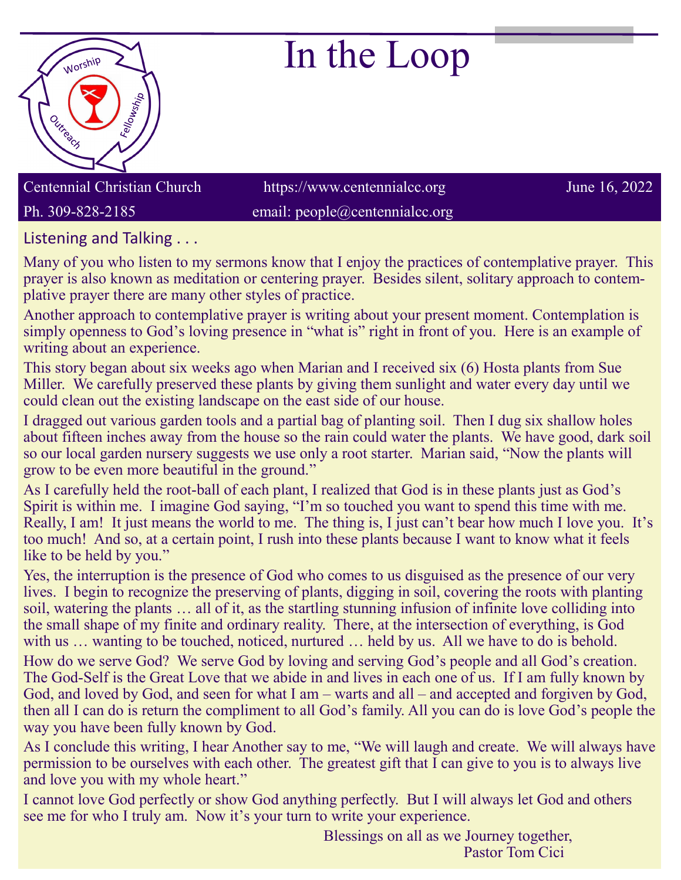# In the Loop

Centennial Christian Church | https://www.centennialcc.org | June 16, 2022

Ph. 309-828-2185 | email: people@centennialcc.org

## Listening and Talking . . .

Many of you who listen to my sermons know that I enjoy the practices of contemplative prayer. This prayer is also known as meditation or centering prayer. Besides silent, solitary approach to contemplative prayer there are many other styles of practice.

Another approach to contemplative prayer is writing about your present moment. Contemplation is simply openness to God's loving presence in "what is" right in front of you. Here is an example of writing about an experience.

This story began about six weeks ago when Marian and I received six (6) Hosta plants from Sue Miller. We carefully preserved these plants by giving them sunlight and water every day until we could clean out the existing landscape on the east side of our house.

I dragged out various garden tools and a partial bag of planting soil. Then I dug six shallow holes about fifteen inches away from the house so the rain could water the plants. We have good, dark soil so our local garden nursery suggests we use only a root starter. Marian said, "Now the plants will grow to be even more beautiful in the ground."

As I carefully held the root-ball of each plant, I realized that God is in these plants just as God's Spirit is within me. I imagine God saying, "I'm so touched you want to spend this time with me. Really, I am! It just means the world to me. The thing is, I just can't bear how much I love you. It's too much! And so, at a certain point, I rush into these plants because I want to know what it feels like to be held by you."

Yes, the interruption is the presence of God who comes to us disguised as the presence of our very lives. I begin to recognize the preserving of plants, digging in soil, covering the roots with planting soil, watering the plants … all of it, as the startling stunning infusion of infinite love colliding into the small shape of my finite and ordinary reality. There, at the intersection of everything, is God with us … wanting to be touched, noticed, nurtured … held by us. All we have to do is behold.

How do we serve God? We serve God by loving and serving God's people and all God's creation. The God-Self is the Great Love that we abide in and lives in each one of us. If I am fully known by God, and loved by God, and seen for what I am – warts and all – and accepted and forgiven by God, then all I can do is return the compliment to all God's family. All you can do is love God's people the way you have been fully known by God.

As I conclude this writing, I hear Another say to me, "We will laugh and create. We will always have permission to be ourselves with each other. The greatest gift that I can give to you is to always live and love you with my whole heart."

I cannot love God perfectly or show God anything perfectly. But I will always let God and others see me for who I truly am. Now it's your turn to write your experience.

Blessings on all as we Journey together,
Pastor Tom Cici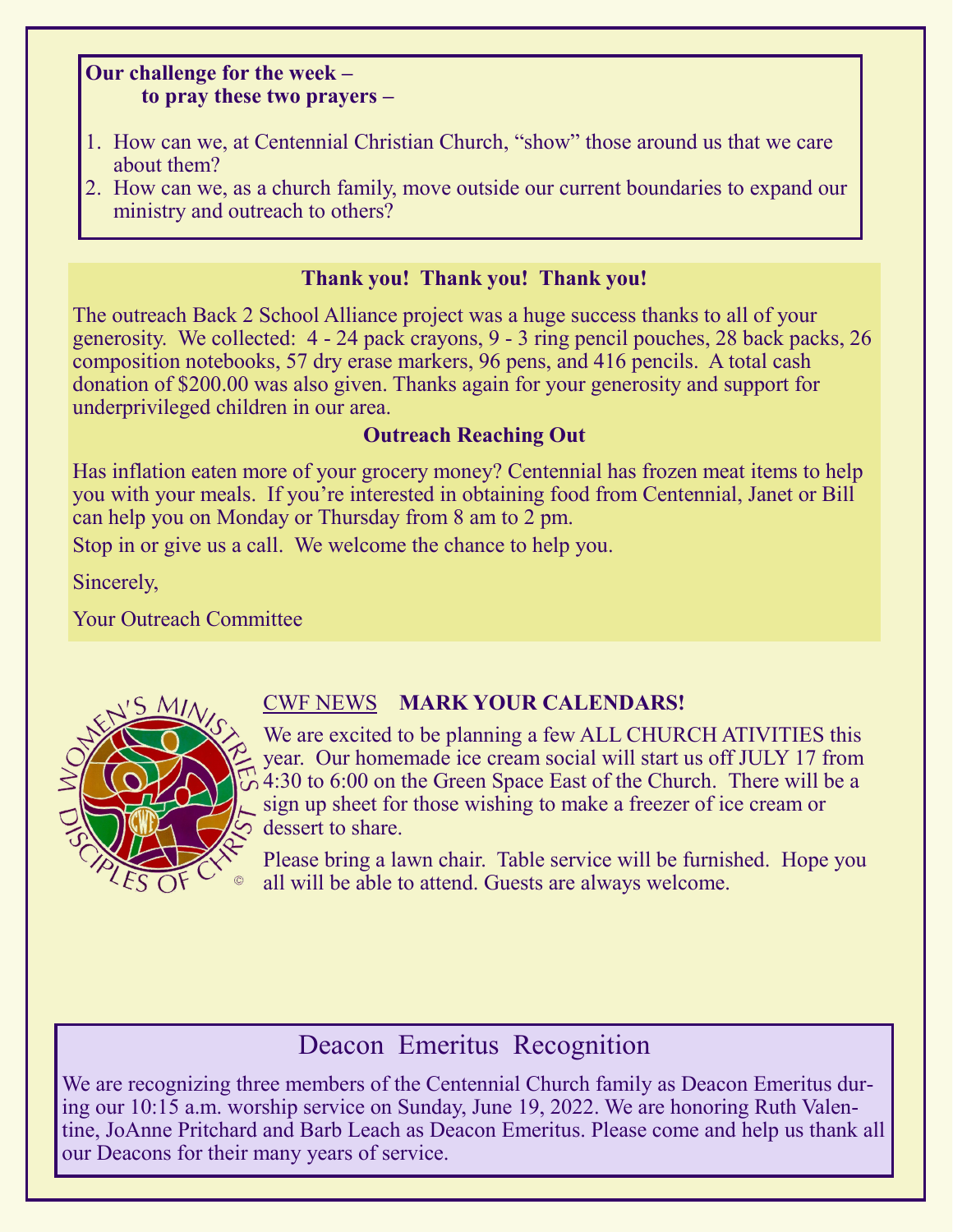**Our challenge for the week –**
**to pray these two prayers –**

1. How can we, at Centennial Christian Church, "show" those around us that we care about them?
2. How can we, as a church family, move outside our current boundaries to expand our ministry and outreach to others?

**Thank you! Thank you! Thank you!**

The outreach Back 2 School Alliance project was a huge success thanks to all of your generosity. We collected: 4 - 24 pack crayons, 9 - 3 ring pencil pouches, 28 back packs, 26 composition notebooks, 57 dry erase markers, 96 pens, and 416 pencils. A total cash donation of $200.00 was also given. Thanks again for your generosity and support for underprivileged children in our area.

**Outreach Reaching Out**

Has inflation eaten more of your grocery money? Centennial has frozen meat items to help you with your meals. If you're interested in obtaining food from Centennial, Janet or Bill can help you on Monday or Thursday from 8 am to 2 pm.

Stop in or give us a call. We welcome the chance to help you.

Sincerely,

Your Outreach Committee

CWF NEWS **MARK YOUR CALENDARS!**

We are excited to be planning a few ALL CHURCH ATIVITIES this year. Our homemade ice cream social will start us off JULY 17 from 4:30 to 6:00 on the Green Space East of the Church. There will be a sign up sheet for those wishing to make a freezer of ice cream or dessert to share.

Please bring a lawn chair. Table service will be furnished. Hope you all will be able to attend. Guests are always welcome.

## Deacon Emeritus Recognition

We are recognizing three members of the Centennial Church family as Deacon Emeritus during our 10:15 a.m. worship service on Sunday, June 19, 2022. We are honoring Ruth Valentine, JoAnne Pritchard and Barb Leach as Deacon Emeritus. Please come and help us thank all our Deacons for their many years of service.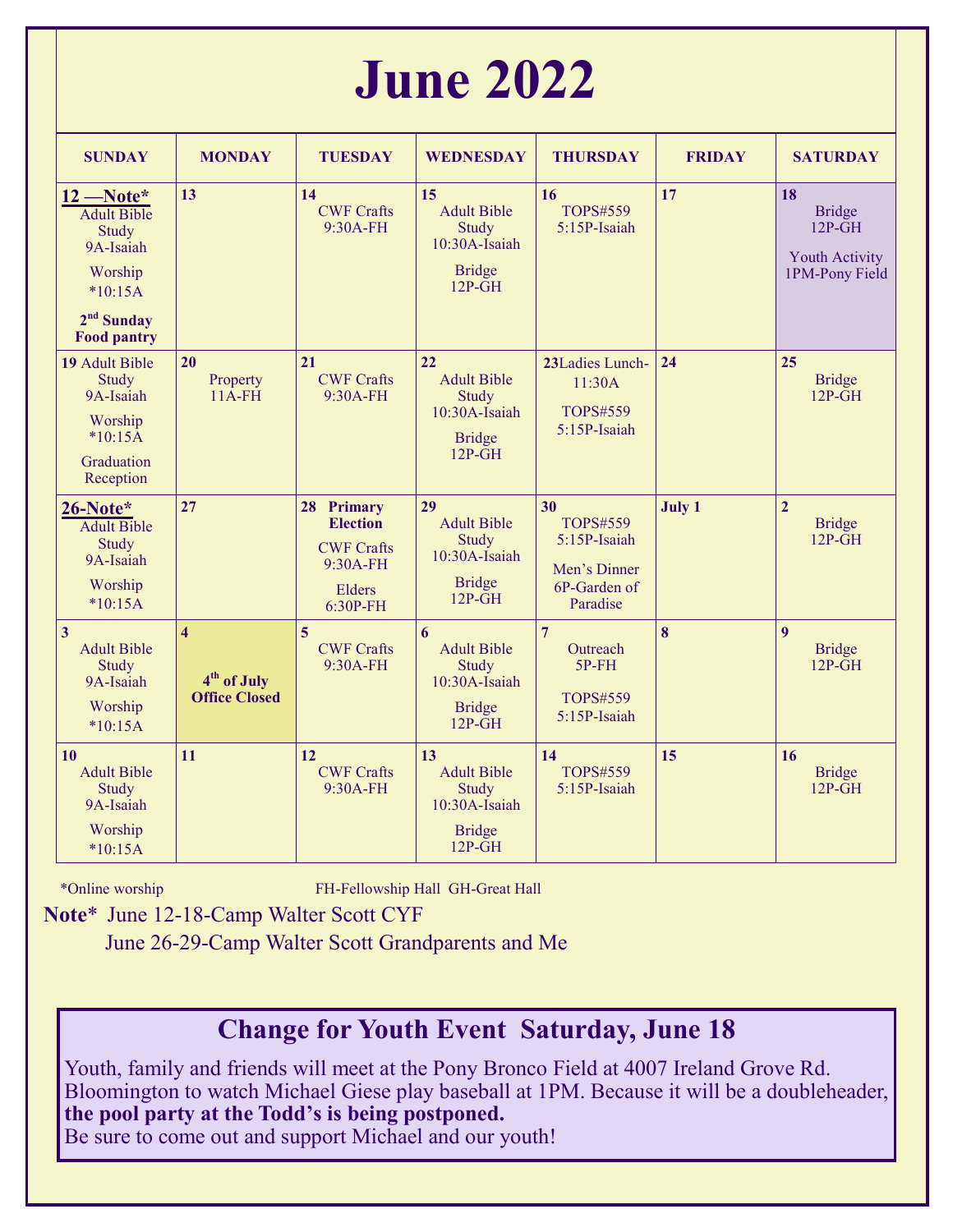# June 2022

| SUNDAY | MONDAY | TUESDAY | WEDNESDAY | THURSDAY | FRIDAY | SATURDAY |
|---|---|---|---|---|---|---|
| **12 —Note*** Adult Bible Study 9A-Isaiah Worship *10:15A **2nd Sunday Food pantry** | **13** | **14** CWF Crafts 9:30A-FH | **15** Adult Bible Study 10:30A-Isaiah Bridge 12P-GH | **16** TOPS#559 5:15P-Isaiah | **17** | **18** Bridge 12P-GH Youth Activity 1PM-Pony Field |
| **19** Adult Bible Study 9A-Isaiah Worship *10:15A Graduation Reception | **20** Property 11A-FH | **21** CWF Crafts 9:30A-FH | **22** Adult Bible Study 10:30A-Isaiah Bridge 12P-GH | **23** Ladies Lunch-11:30A TOPS#559 5:15P-Isaiah | **24** | **25** Bridge 12P-GH |
| **26-Note*** Adult Bible Study 9A-Isaiah Worship *10:15A | **27** | **28 Primary Election** CWF Crafts 9:30A-FH Elders 6:30P-FH | **29** Adult Bible Study 10:30A-Isaiah Bridge 12P-GH | **30** TOPS#559 5:15P-Isaiah Men's Dinner 6P-Garden of Paradise | **July 1** | **2** Bridge 12P-GH |
| **3** Adult Bible Study 9A-Isaiah Worship *10:15A | **4** **4th of July Office Closed** | **5** CWF Crafts 9:30A-FH | **6** Adult Bible Study 10:30A-Isaiah Bridge 12P-GH | **7** Outreach 5P-FH TOPS#559 5:15P-Isaiah | **8** | **9** Bridge 12P-GH |
| **10** Adult Bible Study 9A-Isaiah Worship *10:15A | **11** | **12** CWF Crafts 9:30A-FH | **13** Adult Bible Study 10:30A-Isaiah Bridge 12P-GH | **14** TOPS#559 5:15P-Isaiah | **15** | **16** Bridge 12P-GH |

*Online worship FH-Fellowship Hall GH-Great Hall

**Note*** June 12-18-Camp Walter Scott CYF
June 26-29-Camp Walter Scott Grandparents and Me

## Change for Youth Event Saturday, June 18

Youth, family and friends will meet at the Pony Bronco Field at 4007 Ireland Grove Rd. Bloomington to watch Michael Giese play baseball at 1PM. Because it will be a doubleheader, **the pool party at the Todd's is being postponed.**
Be sure to come out and support Michael and our youth!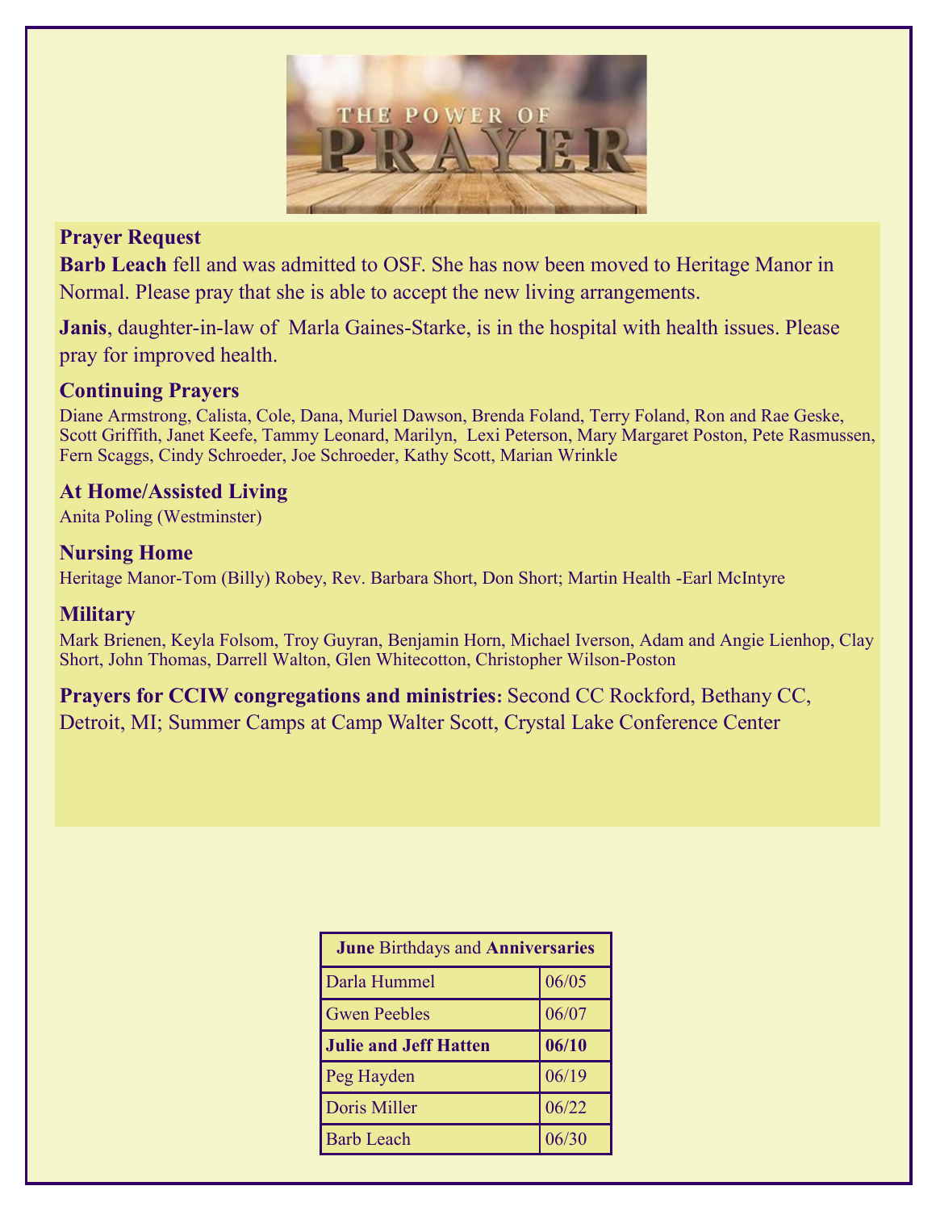## Prayer Request

**Barb Leach** fell and was admitted to OSF. She has now been moved to Heritage Manor in Normal. Please pray that she is able to accept the new living arrangements.

**Janis**, daughter-in-law of Marla Gaines-Starke, is in the hospital with health issues. Please pray for improved health.

## Continuing Prayers

Diane Armstrong, Calista, Cole, Dana, Muriel Dawson, Brenda Foland, Terry Foland, Ron and Rae Geske, Scott Griffith, Janet Keefe, Tammy Leonard, Marilyn, Lexi Peterson, Mary Margaret Poston, Pete Rasmussen, Fern Scaggs, Cindy Schroeder, Joe Schroeder, Kathy Scott, Marian Wrinkle

## At Home/Assisted Living

Anita Poling (Westminster)

## Nursing Home

Heritage Manor-Tom (Billy) Robey, Rev. Barbara Short, Don Short; Martin Health -Earl McIntyre

## Military

Mark Brienen, Keyla Folsom, Troy Guyran, Benjamin Horn, Michael Iverson, Adam and Angie Lienhop, Clay Short, John Thomas, Darrell Walton, Glen Whitecotton, Christopher Wilson-Poston

**Prayers for CCIW congregations and ministries:** Second CC Rockford, Bethany CC, Detroit, MI; Summer Camps at Camp Walter Scott, Crystal Lake Conference Center

| **June** Birthdays and **Anniversaries** | |
|---|---|
| Darla Hummel | 06/05 |
| Gwen Peebles | 06/07 |
| **Julie and Jeff Hatten** | **06/10** |
| Peg Hayden | 06/19 |
| Doris Miller | 06/22 |
| Barb Leach | 06/30 |